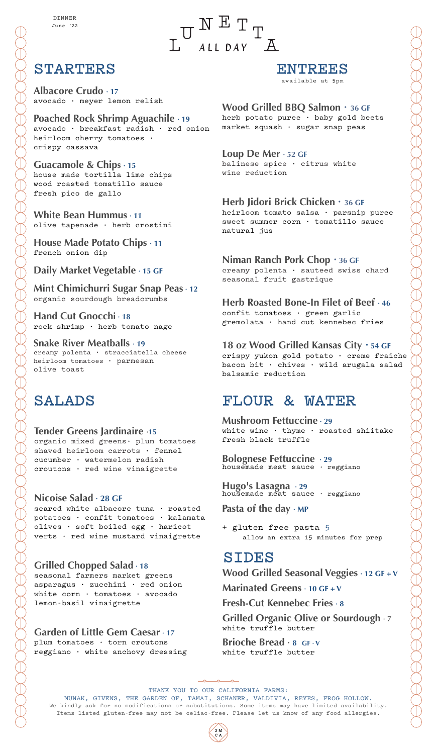DINNER
June '22

# LUNETTA ALL DAY

## STARTERS

**Albacore Crudo · 17**
avocado · meyer lemon relish

**Poached Rock Shrimp Aguachile · 19**
avocado · breakfast radish · red onion heirloom cherry tomatoes · crispy cassava

**Guacamole & Chips · 15**
house made tortilla lime chips wood roasted tomatillo sauce fresh pico de gallo

**White Bean Hummus · 11**
olive tapenade · herb crostini

**House Made Potato Chips · 11**
french onion dip

**Daily Market Vegetable · 15 GF**

**Mint Chimichurri Sugar Snap Peas · 12**
organic sourdough breadcrumbs

**Hand Cut Gnocchi · 18**
rock shrimp · herb tomato nage

**Snake River Meatballs · 19**
creamy polenta · stracciatella cheese heirloom tomatoes · parmesan olive toast

## SALADS

**Tender Greens Jardinaire ·15**
organic mixed greens· plum tomatoes shaved heirloom carrots · fennel cucumber · watermelon radish croutons · red wine vinaigrette

**Nicoise Salad · 28 GF**
seared white albacore tuna · roasted potatoes · confit tomatoes · kalamata olives · soft boiled egg · haricot verts · red wine mustard vinaigrette

**Grilled Chopped Salad · 18**
seasonal farmers market greens asparagus · zucchini · red onion white corn · tomatoes · avocado lemon-basil vinaigrette

**Garden of Little Gem Caesar · 17**
plum tomatoes · torn croutons reggiano · white anchovy dressing

## ENTREES

available at 5pm

**Wood Grilled BBQ Salmon · 36 GF**
herb potato puree · baby gold beets market squash · sugar snap peas

**Loup De Mer · 52 GF**
balinese spice · citrus white wine reduction

**Herb Jidori Brick Chicken · 36 GF**
heirloom tomato salsa · parsnip puree sweet summer corn · tomatillo sauce natural jus

**Niman Ranch Pork Chop · 36 GF**
creamy polenta · sauteed swiss chard seasonal fruit gastrique

**Herb Roasted Bone-In Filet of Beef · 46**
confit tomatoes · green garlic gremolata · hand cut kennebec fries

**18 oz Wood Grilled Kansas City · 54 GF**
crispy yukon gold potato · creme fraiche bacon bit · chives · wild arugala salad balsamic reduction

## FLOUR & WATER

**Mushroom Fettuccine · 29**
white wine · thyme · roasted shiitake fresh black truffle

**Bolognese Fettuccine · 29**
housemade meat sauce · reggiano

**Hugo's Lasagna · 29**
housemade meat sauce · reggiano

**Pasta of the day · MP**

+ gluten free pasta 5
allow an extra 15 minutes for prep

## SIDES

**Wood Grilled Seasonal Veggies · 12 GF + V**

**Marinated Greens · 10 GF + V**

**Fresh-Cut Kennebec Fries · 8**

**Grilled Organic Olive or Sourdough · 7**
white truffle butter

**Brioche Bread · 8 GF · V**
white truffle butter

THANK YOU TO OUR CALIFORNIA FARMS:
MUNAK, GIVENS, THE GARDEN OF, TAMAI, SCHANER, VALDIVIA, REYES, FROG HOLLOW.
We kindly ask for no modifications or substitutions. Some items may have limited availability.
Items listed gluten-free may not be celiac-free. Please let us know of any food allergies.

SMCA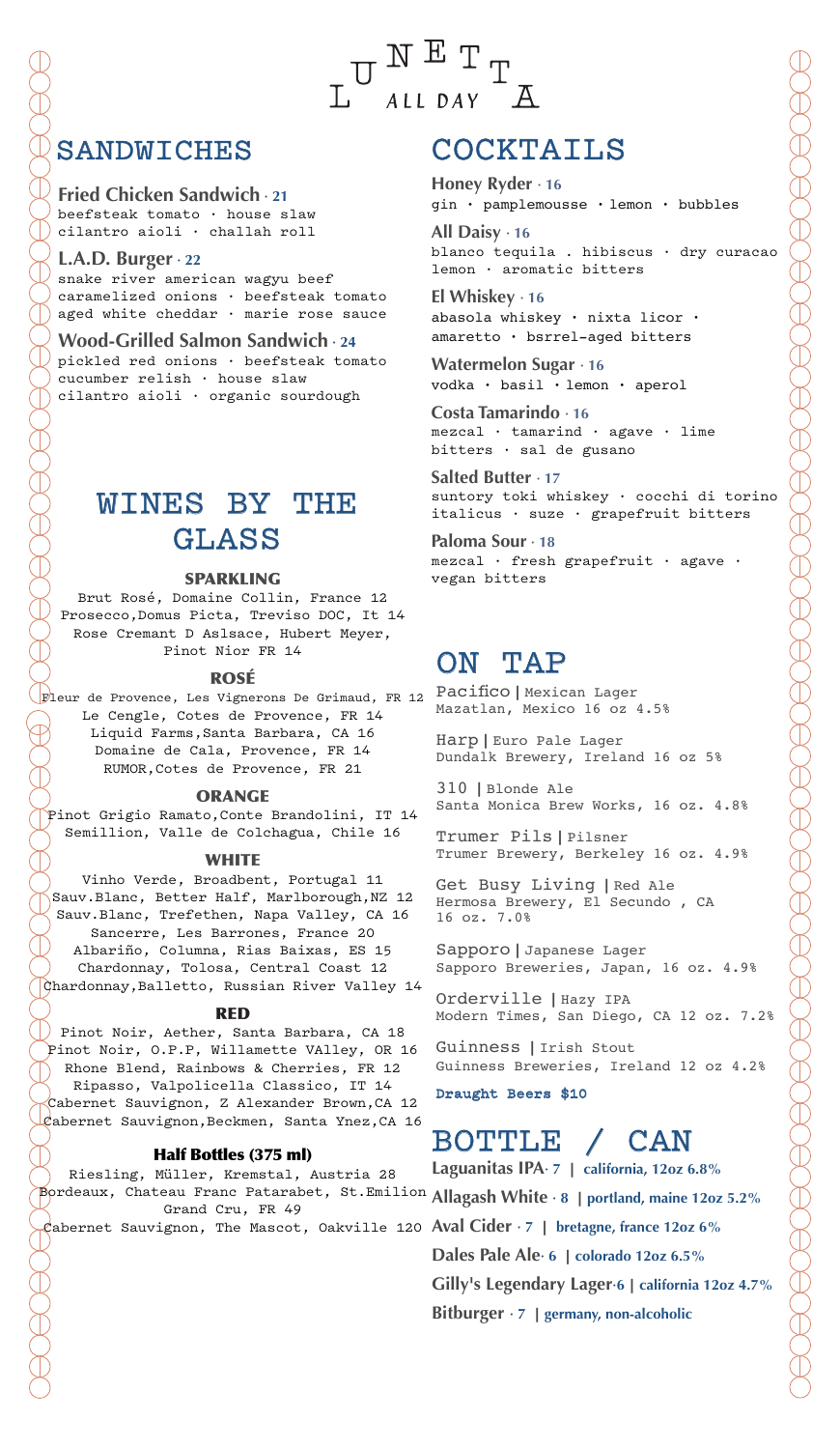# LUNETTA ALL DAY

## SANDWICHES

**Fried Chicken Sandwich** · 21
beefsteak tomato · house slaw
cilantro aioli · challah roll

**L.A.D. Burger** · 22
snake river american wagyu beef
caramelized onions · beefsteak tomato
aged white cheddar · marie rose sauce

**Wood-Grilled Salmon Sandwich** · 24
pickled red onions · beefsteak tomato
cucumber relish · house slaw
cilantro aioli · organic sourdough

## WINES BY THE GLASS

### SPARKLING

Brut Rosé, Domaine Collin, France 12
Prosecco,Domus Picta, Treviso DOC, It 14
Rose Cremant D Aslsace, Hubert Meyer, Pinot Nior FR 14

### ROSÉ

Fleur de Provence, Les Vignerons De Grimaud, FR 12
Le Cengle, Cotes de Provence, FR 14
Liquid Farms,Santa Barbara, CA 16
Domaine de Cala, Provence, FR 14
RUMOR,Cotes de Provence, FR 21

### ORANGE

Pinot Grigio Ramato,Conte Brandolini, IT 14
Semillion, Valle de Colchagua, Chile 16

### WHITE

Vinho Verde, Broadbent, Portugal 11
Sauv.Blanc, Better Half, Marlborough,NZ 12
Sauv.Blanc, Trefethen, Napa Valley, CA 16
Sancerre, Les Barrones, France 20
Albariño, Columna, Rias Baixas, ES 15
Chardonnay, Tolosa, Central Coast 12
Chardonnay,Balletto, Russian River Valley 14

### RED

Pinot Noir, Aether, Santa Barbara, CA 18
Pinot Noir, O.P.P, Willamette VAlley, OR 16
Rhone Blend, Rainbows & Cherries, FR 12
Ripasso, Valpolicella Classico, IT 14
Cabernet Sauvignon, Z Alexander Brown,CA 12
Cabernet Sauvignon,Beckmen, Santa Ynez,CA 16

### Half Bottles (375 ml)

Riesling, Müller, Kremstal, Austria 28
Bordeaux, Chateau Franc Patarabet, St.Emilion Grand Cru, FR 49
Cabernet Sauvignon, The Mascot, Oakville 120

## COCKTAILS

**Honey Ryder** · 16
gin · pamplemousse · lemon · bubbles

**All Daisy** · 16
blanco tequila . hibiscus · dry curacao
lemon · aromatic bitters

**El Whiskey** · 16
abasola whiskey · nixta licor ·
amaretto · bsrrel-aged bitters

**Watermelon Sugar** · 16
vodka · basil · lemon · aperol

**Costa Tamarindo** · 16
mezcal · tamarind · agave · lime
bitters · sal de gusano

**Salted Butter** · 17
suntory toki whiskey · cocchi di torino
italicus · suze · grapefruit bitters

**Paloma Sour** · 18
mezcal · fresh grapefruit · agave ·
vegan bitters

## ON TAP

Pacifico | Mexican Lager
Mazatlan, Mexico 16 oz 4.5%

Harp | Euro Pale Lager
Dundalk Brewery, Ireland 16 oz 5%

310 | Blonde Ale
Santa Monica Brew Works, 16 oz. 4.8%

Trumer Pils | Pilsner
Trumer Brewery, Berkeley 16 oz. 4.9%

Get Busy Living | Red Ale
Hermosa Brewery, El Secundo , CA
16 oz. 7.0%

Sapporo | Japanese Lager
Sapporo Breweries, Japan, 16 oz. 4.9%

Orderville | Hazy IPA
Modern Times, San Diego, CA 12 oz. 7.2%

Guinness | Irish Stout
Guinness Breweries, Ireland 12 oz 4.2%

**Draught Beers $10**

## BOTTLE / CAN

**Laguanitas IPA** · 7 | california, 12oz 6.8%

**Allagash White** · 8 | portland, maine 12oz 5.2%

**Aval Cider** · 7 | bretagne, france 12oz 6%

**Dales Pale Ale** · 6 | colorado 12oz 6.5%

**Gilly's Legendary Lager** · 6 | california 12oz 4.7%

**Bitburger** · 7 | germany, non-alcoholic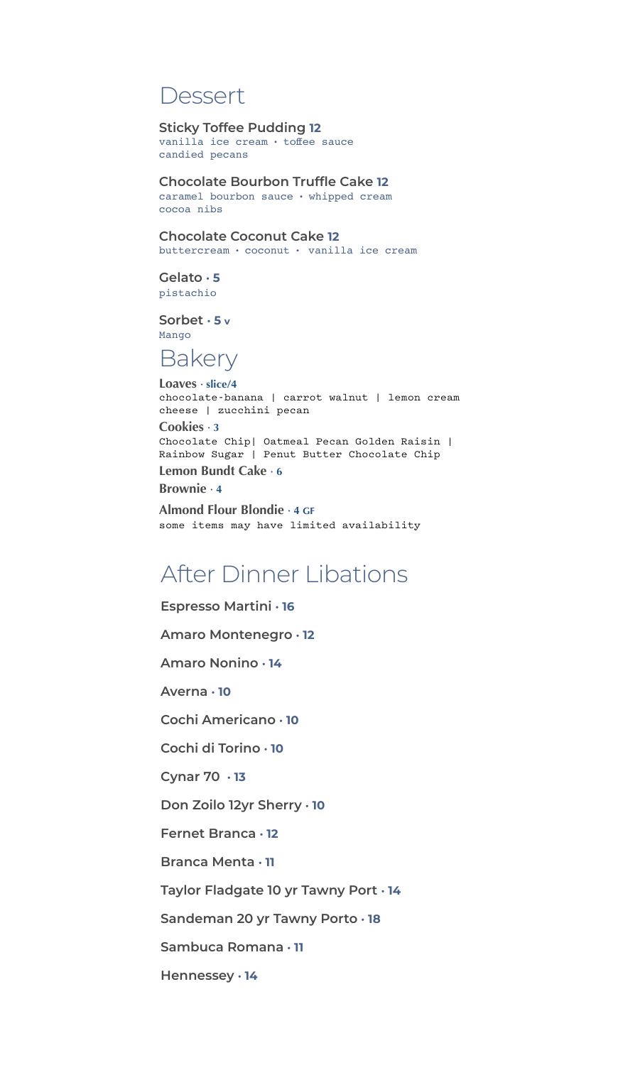# Dessert

**Sticky Toffee Pudding 12**
vanilla ice cream • toffee sauce
candied pecans

**Chocolate Bourbon Truffle Cake 12**
caramel bourbon sauce • whipped cream
cocoa nibs

**Chocolate Coconut Cake 12**
buttercream • coconut • vanilla ice cream

**Gelato • 5**
pistachio

**Sorbet • 5 v**
Mango

# Bakery

**Loaves · slice/4**
chocolate-banana | carrot walnut | lemon cream cheese | zucchini pecan

**Cookies · 3**
Chocolate Chip| Oatmeal Pecan Golden Raisin | Rainbow Sugar | Penut Butter Chocolate Chip

**Lemon Bundt Cake · 6**

**Brownie · 4**

**Almond Flour Blondie · 4 GF**
some items may have limited availability

# After Dinner Libations

**Espresso Martini • 16**

**Amaro Montenegro • 12**

**Amaro Nonino • 14**

**Averna • 10**

**Cochi Americano • 10**

**Cochi di Torino • 10**

**Cynar 70 • 13**

**Don Zoilo 12yr Sherry • 10**

**Fernet Branca • 12**

**Branca Menta • 11**

**Taylor Fladgate 10 yr Tawny Port • 14**

**Sandeman 20 yr Tawny Porto • 18**

**Sambuca Romana • 11**

**Hennessey • 14**